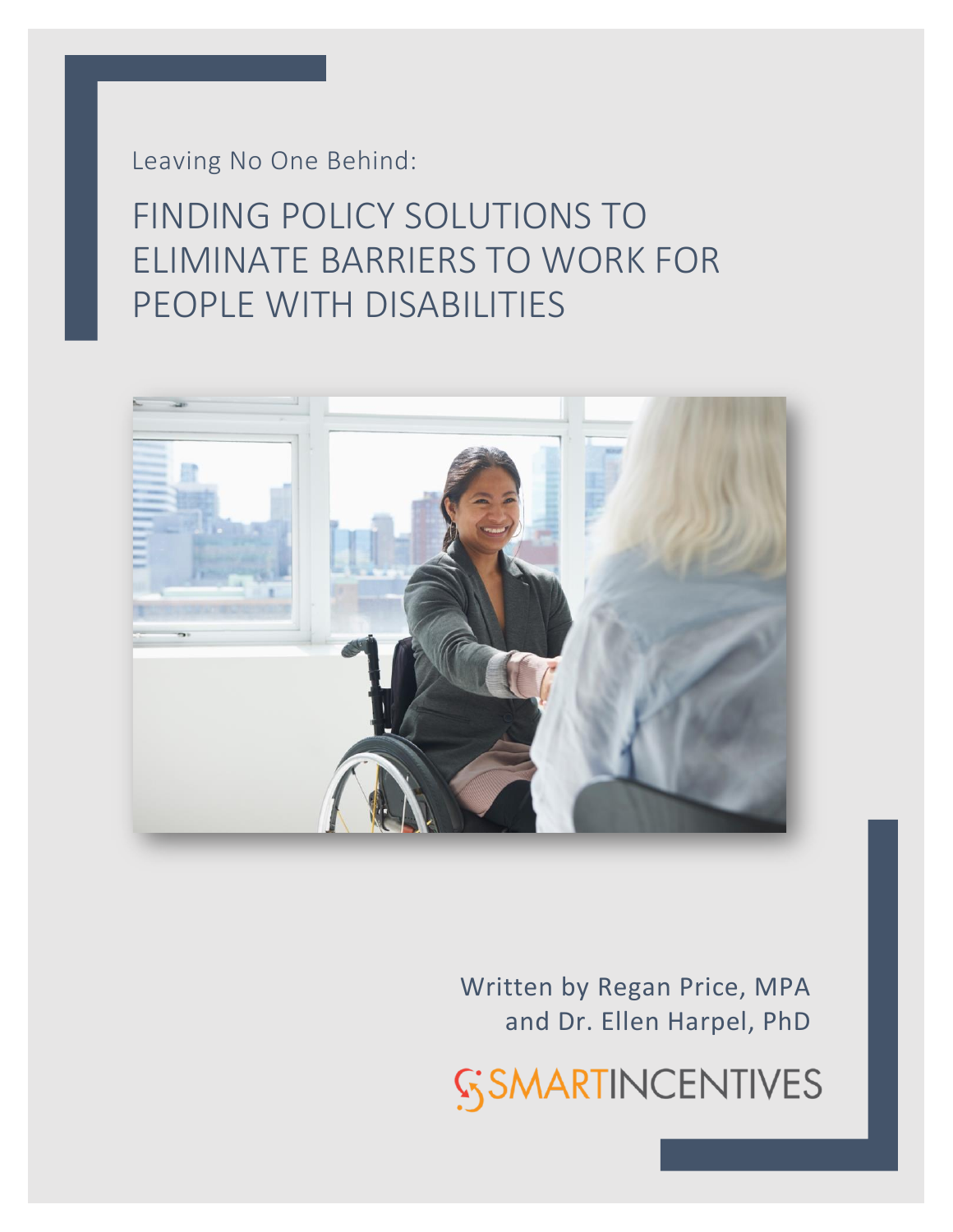Leaving No One Behind:

# FINDING POLICY SOLUTIONS TO ELIMINATE BARRIERS TO WORK FOR PEOPLE WITH DISABILITIES

Written by Regan Price, MPA
and Dr. Ellen Harpel, PhD

SMARTINCENTIVES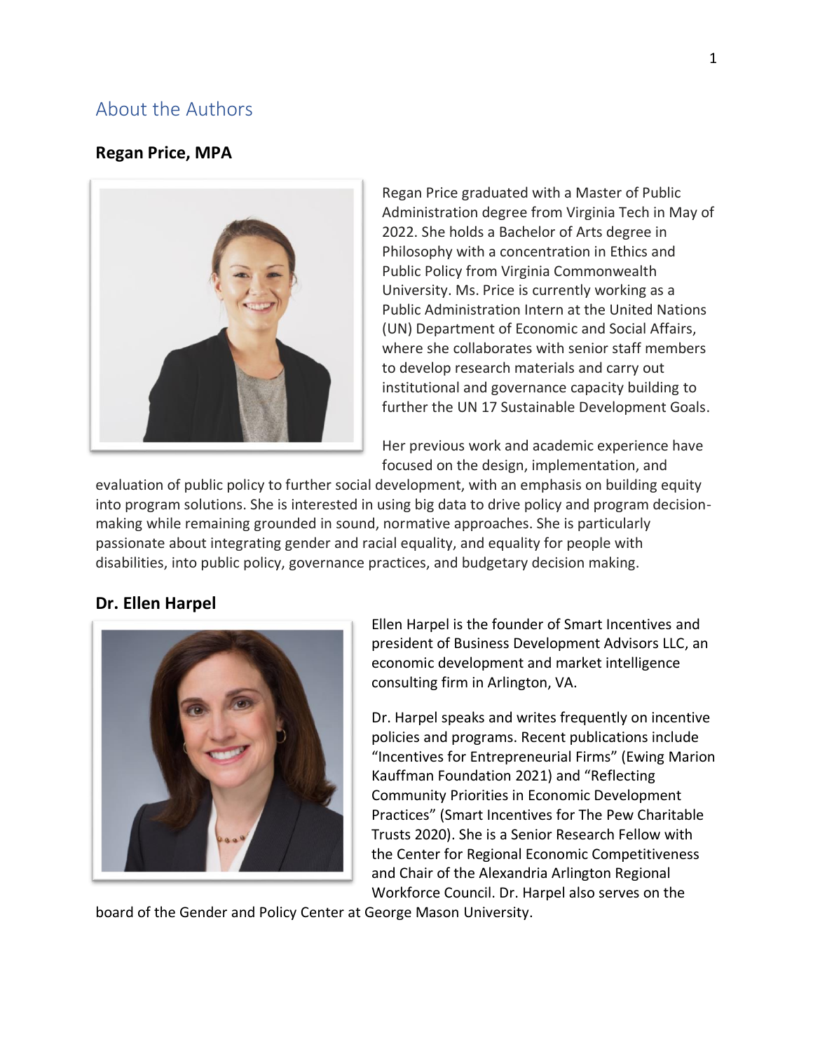## About the Authors

### Regan Price, MPA

Regan Price graduated with a Master of Public Administration degree from Virginia Tech in May of 2022. She holds a Bachelor of Arts degree in Philosophy with a concentration in Ethics and Public Policy from Virginia Commonwealth University. Ms. Price is currently working as a Public Administration Intern at the United Nations (UN) Department of Economic and Social Affairs, where she collaborates with senior staff members to develop research materials and carry out institutional and governance capacity building to further the UN 17 Sustainable Development Goals.

Her previous work and academic experience have focused on the design, implementation, and evaluation of public policy to further social development, with an emphasis on building equity into program solutions. She is interested in using big data to drive policy and program decision-making while remaining grounded in sound, normative approaches. She is particularly passionate about integrating gender and racial equality, and equality for people with disabilities, into public policy, governance practices, and budgetary decision making.

### Dr. Ellen Harpel

Ellen Harpel is the founder of Smart Incentives and president of Business Development Advisors LLC, an economic development and market intelligence consulting firm in Arlington, VA.

Dr. Harpel speaks and writes frequently on incentive policies and programs. Recent publications include "Incentives for Entrepreneurial Firms" (Ewing Marion Kauffman Foundation 2021) and "Reflecting Community Priorities in Economic Development Practices" (Smart Incentives for The Pew Charitable Trusts 2020). She is a Senior Research Fellow with the Center for Regional Economic Competitiveness and Chair of the Alexandria Arlington Regional Workforce Council. Dr. Harpel also serves on the board of the Gender and Policy Center at George Mason University.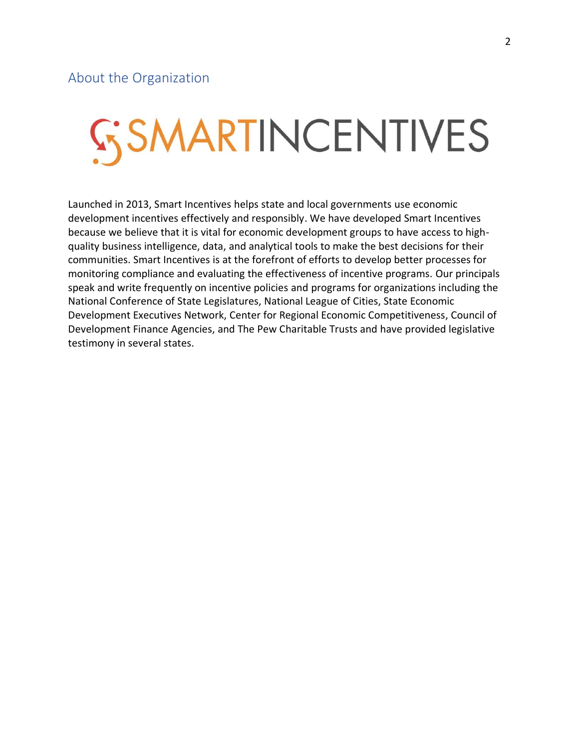## About the Organization

SMARTINCENTIVES

Launched in 2013, Smart Incentives helps state and local governments use economic development incentives effectively and responsibly. We have developed Smart Incentives because we believe that it is vital for economic development groups to have access to high-quality business intelligence, data, and analytical tools to make the best decisions for their communities. Smart Incentives is at the forefront of efforts to develop better processes for monitoring compliance and evaluating the effectiveness of incentive programs. Our principals speak and write frequently on incentive policies and programs for organizations including the National Conference of State Legislatures, National League of Cities, State Economic Development Executives Network, Center for Regional Economic Competitiveness, Council of Development Finance Agencies, and The Pew Charitable Trusts and have provided legislative testimony in several states.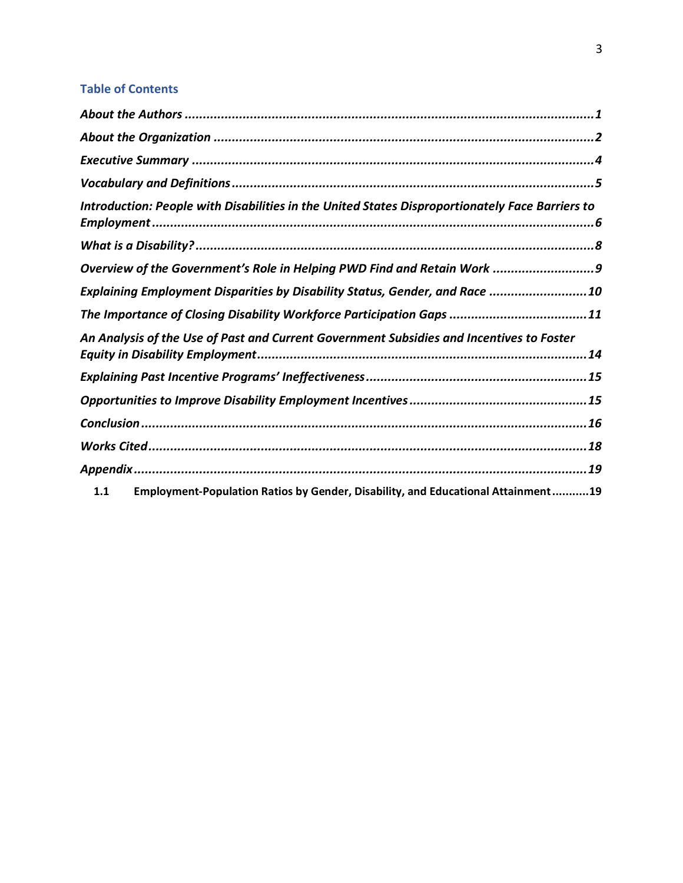## Table of Contents

*About the Authors* ........ 1

*About the Organization* ........ 2

*Executive Summary* ........ 4

*Vocabulary and Definitions* ........ 5

*Introduction: People with Disabilities in the United States Disproportionately Face Barriers to Employment* ........ 6

*What is a Disability?* ........ 8

*Overview of the Government's Role in Helping PWD Find and Retain Work* ........ 9

*Explaining Employment Disparities by Disability Status, Gender, and Race* ........ 10

*The Importance of Closing Disability Workforce Participation Gaps* ........ 11

*An Analysis of the Use of Past and Current Government Subsidies and Incentives to Foster Equity in Disability Employment* ........ 14

*Explaining Past Incentive Programs' Ineffectiveness* ........ 15

*Opportunities to Improve Disability Employment Incentives* ........ 15

*Conclusion* ........ 16

*Works Cited* ........ 18

*Appendix* ........ 19

- 1.1 Employment-Population Ratios by Gender, Disability, and Educational Attainment ........ 19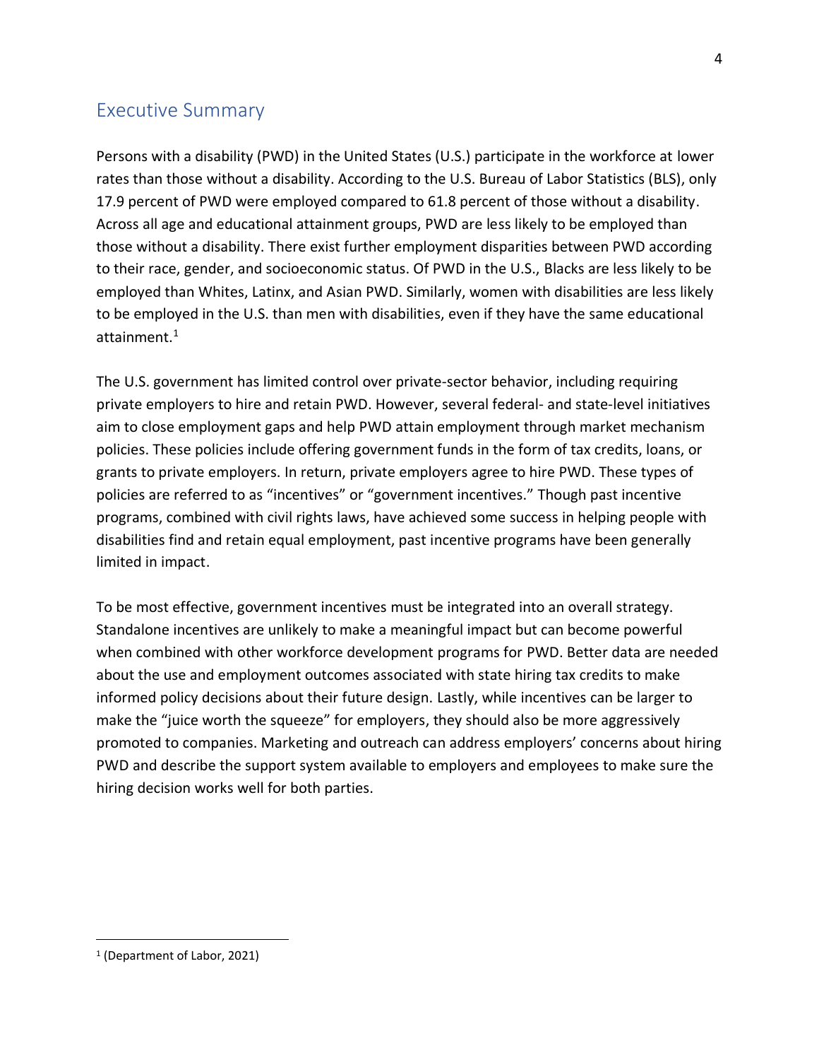## Executive Summary

Persons with a disability (PWD) in the United States (U.S.) participate in the workforce at lower rates than those without a disability. According to the U.S. Bureau of Labor Statistics (BLS), only 17.9 percent of PWD were employed compared to 61.8 percent of those without a disability. Across all age and educational attainment groups, PWD are less likely to be employed than those without a disability. There exist further employment disparities between PWD according to their race, gender, and socioeconomic status. Of PWD in the U.S., Blacks are less likely to be employed than Whites, Latinx, and Asian PWD. Similarly, women with disabilities are less likely to be employed in the U.S. than men with disabilities, even if they have the same educational attainment.[1]

The U.S. government has limited control over private-sector behavior, including requiring private employers to hire and retain PWD. However, several federal- and state-level initiatives aim to close employment gaps and help PWD attain employment through market mechanism policies. These policies include offering government funds in the form of tax credits, loans, or grants to private employers. In return, private employers agree to hire PWD. These types of policies are referred to as "incentives" or "government incentives." Though past incentive programs, combined with civil rights laws, have achieved some success in helping people with disabilities find and retain equal employment, past incentive programs have been generally limited in impact.

To be most effective, government incentives must be integrated into an overall strategy. Standalone incentives are unlikely to make a meaningful impact but can become powerful when combined with other workforce development programs for PWD. Better data are needed about the use and employment outcomes associated with state hiring tax credits to make informed policy decisions about their future design. Lastly, while incentives can be larger to make the "juice worth the squeeze" for employers, they should also be more aggressively promoted to companies. Marketing and outreach can address employers' concerns about hiring PWD and describe the support system available to employers and employees to make sure the hiring decision works well for both parties.

[1] (Department of Labor, 2021)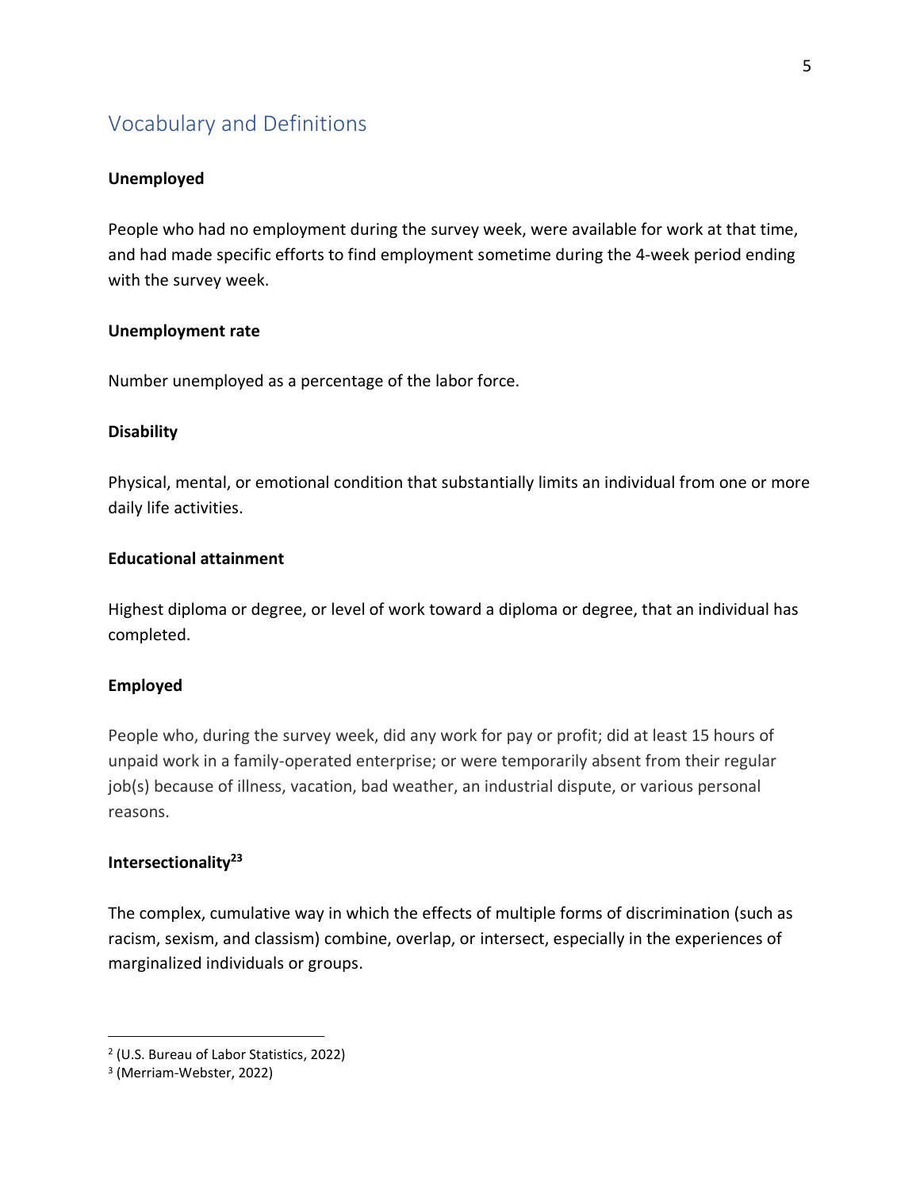## Vocabulary and Definitions

**Unemployed**

People who had no employment during the survey week, were available for work at that time, and had made specific efforts to find employment sometime during the 4-week period ending with the survey week.

**Unemployment rate**

Number unemployed as a percentage of the labor force.

**Disability**

Physical, mental, or emotional condition that substantially limits an individual from one or more daily life activities.

**Educational attainment**

Highest diploma or degree, or level of work toward a diploma or degree, that an individual has completed.

**Employed**

People who, during the survey week, did any work for pay or profit; did at least 15 hours of unpaid work in a family-operated enterprise; or were temporarily absent from their regular job(s) because of illness, vacation, bad weather, an industrial dispute, or various personal reasons.

**Intersectionality[2][3]**

The complex, cumulative way in which the effects of multiple forms of discrimination (such as racism, sexism, and classism) combine, overlap, or intersect, especially in the experiences of marginalized individuals or groups.

---

[2] (U.S. Bureau of Labor Statistics, 2022)

[3] (Merriam-Webster, 2022)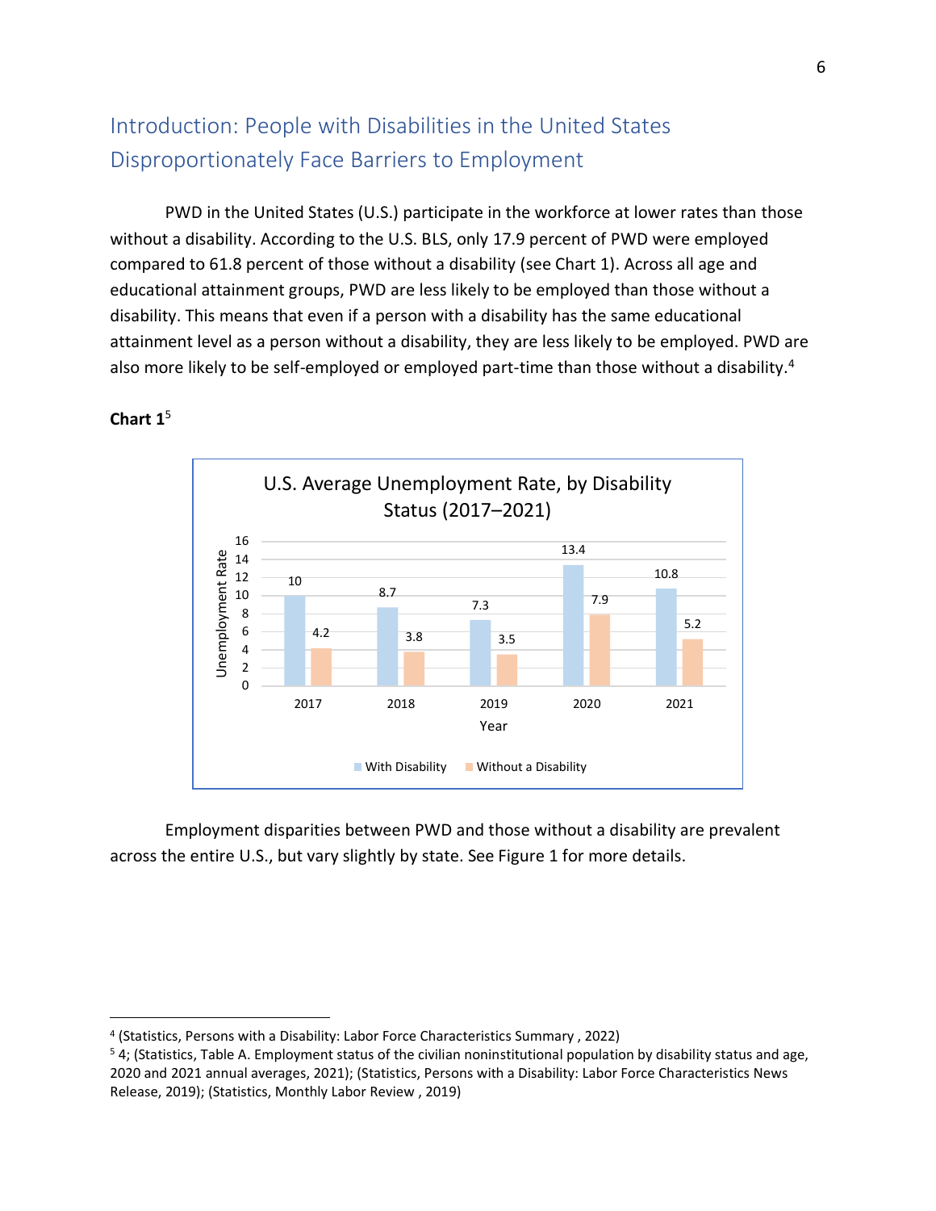## Introduction: People with Disabilities in the United States Disproportionately Face Barriers to Employment

PWD in the United States (U.S.) participate in the workforce at lower rates than those without a disability. According to the U.S. BLS, only 17.9 percent of PWD were employed compared to 61.8 percent of those without a disability (see Chart 1). Across all age and educational attainment groups, PWD are less likely to be employed than those without a disability. This means that even if a person with a disability has the same educational attainment level as a person without a disability, they are less likely to be employed. PWD are also more likely to be self-employed or employed part-time than those without a disability.[4]

**Chart 1**[5]

U.S. Average Unemployment Rate, by Disability Status (2017–2021)

| Year | With Disability | Without a Disability |
| --- | --- | --- |
| 2017 | 10 | 4.2 |
| 2018 | 8.7 | 3.8 |
| 2019 | 7.3 | 3.5 |
| 2020 | 13.4 | 7.9 |
| 2021 | 10.8 | 5.2 |

Employment disparities between PWD and those without a disability are prevalent across the entire U.S., but vary slightly by state. See Figure 1 for more details.

---

[4] (Statistics, Persons with a Disability: Labor Force Characteristics Summary , 2022)

[5] 4; (Statistics, Table A. Employment status of the civilian noninstitutional population by disability status and age, 2020 and 2021 annual averages, 2021); (Statistics, Persons with a Disability: Labor Force Characteristics News Release, 2019); (Statistics, Monthly Labor Review , 2019)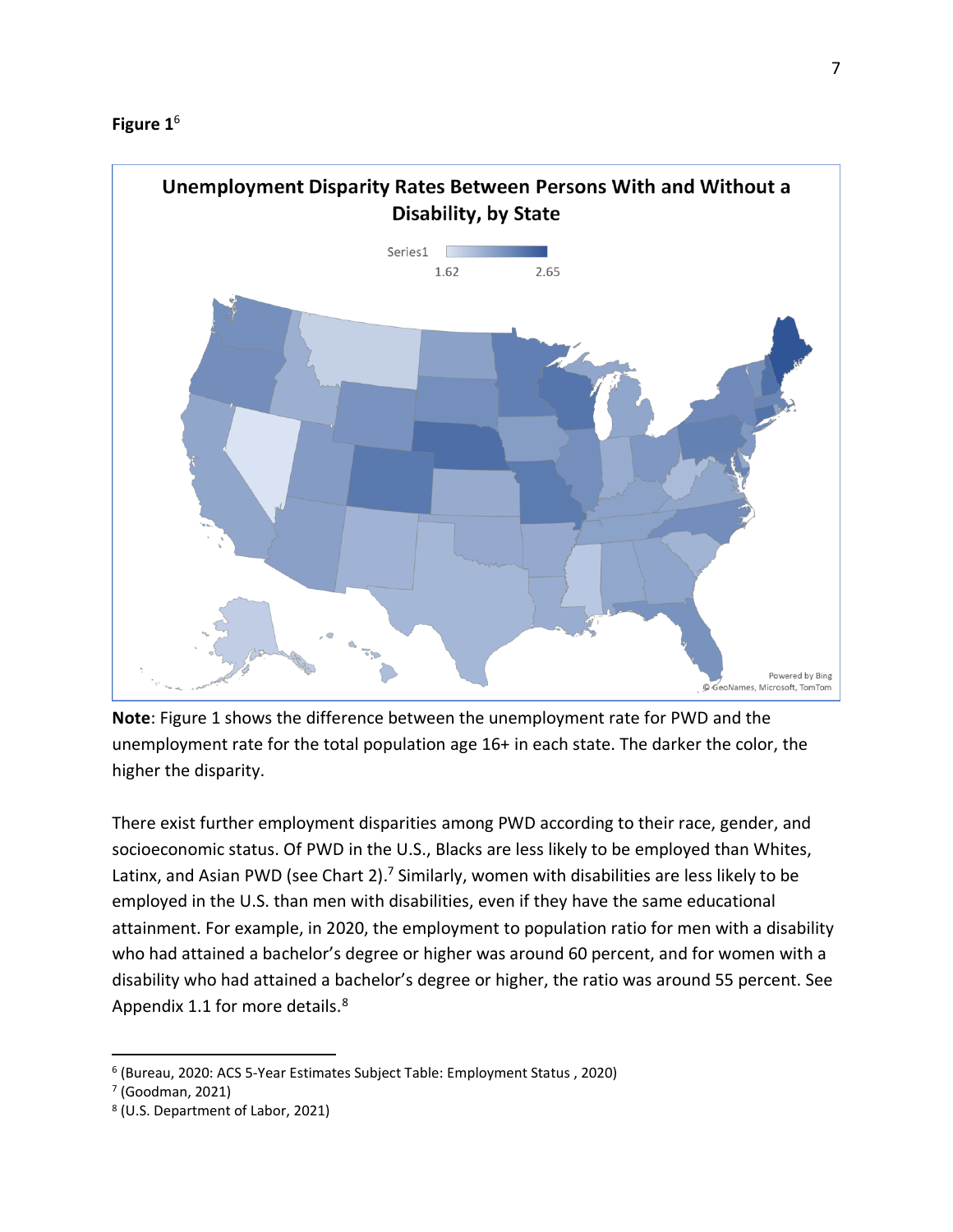**Figure 1**[6]

Unemployment Disparity Rates Between Persons With and Without a Disability, by State

Series1 1.62 2.65

Powered by Bing © GeoNames, Microsoft, TomTom

**Note**: Figure 1 shows the difference between the unemployment rate for PWD and the unemployment rate for the total population age 16+ in each state. The darker the color, the higher the disparity.

There exist further employment disparities among PWD according to their race, gender, and socioeconomic status. Of PWD in the U.S., Blacks are less likely to be employed than Whites, Latinx, and Asian PWD (see Chart 2).[7] Similarly, women with disabilities are less likely to be employed in the U.S. than men with disabilities, even if they have the same educational attainment. For example, in 2020, the employment to population ratio for men with a disability who had attained a bachelor's degree or higher was around 60 percent, and for women with a disability who had attained a bachelor's degree or higher, the ratio was around 55 percent. See Appendix 1.1 for more details.[8]

---

[6] (Bureau, 2020: ACS 5-Year Estimates Subject Table: Employment Status , 2020)

[7] (Goodman, 2021)

[8] (U.S. Department of Labor, 2021)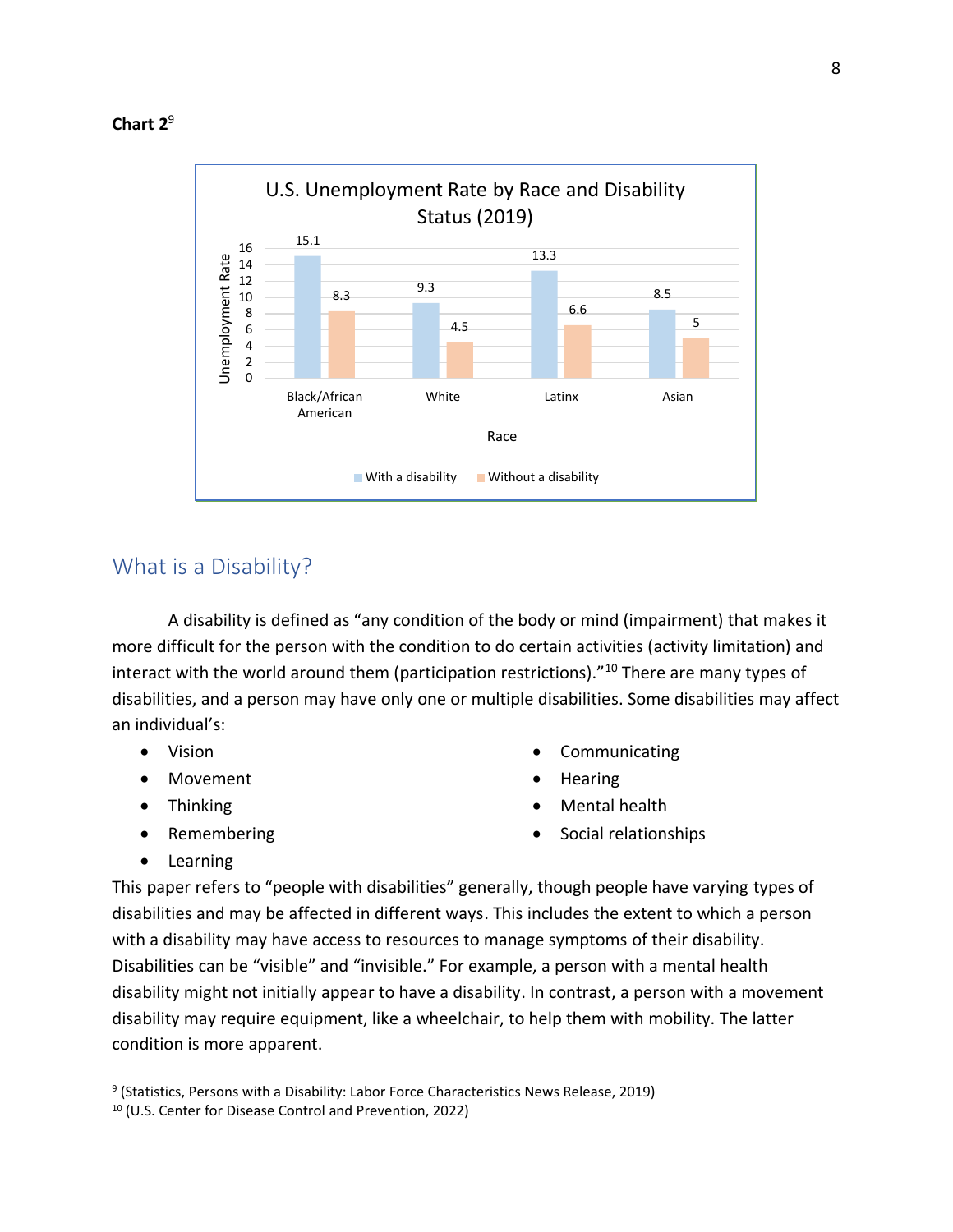**Chart 2**[9]

U.S. Unemployment Rate by Race and Disability Status (2019)

| Race | With a disability | Without a disability |
| --- | --- | --- |
| Black/African American | 15.1 | 8.3 |
| White | 9.3 | 4.5 |
| Latinx | 13.3 | 6.6 |
| Asian | 8.5 | 5 |

## What is a Disability?

A disability is defined as "any condition of the body or mind (impairment) that makes it more difficult for the person with the condition to do certain activities (activity limitation) and interact with the world around them (participation restrictions)."[10] There are many types of disabilities, and a person may have only one or multiple disabilities. Some disabilities may affect an individual's:

- Vision
- Movement
- Thinking
- Remembering
- Learning
- Communicating
- Hearing
- Mental health
- Social relationships

This paper refers to "people with disabilities" generally, though people have varying types of disabilities and may be affected in different ways. This includes the extent to which a person with a disability may have access to resources to manage symptoms of their disability. Disabilities can be "visible" and "invisible." For example, a person with a mental health disability might not initially appear to have a disability. In contrast, a person with a movement disability may require equipment, like a wheelchair, to help them with mobility. The latter condition is more apparent.

---

[9] (Statistics, Persons with a Disability: Labor Force Characteristics News Release, 2019)
[10] (U.S. Center for Disease Control and Prevention, 2022)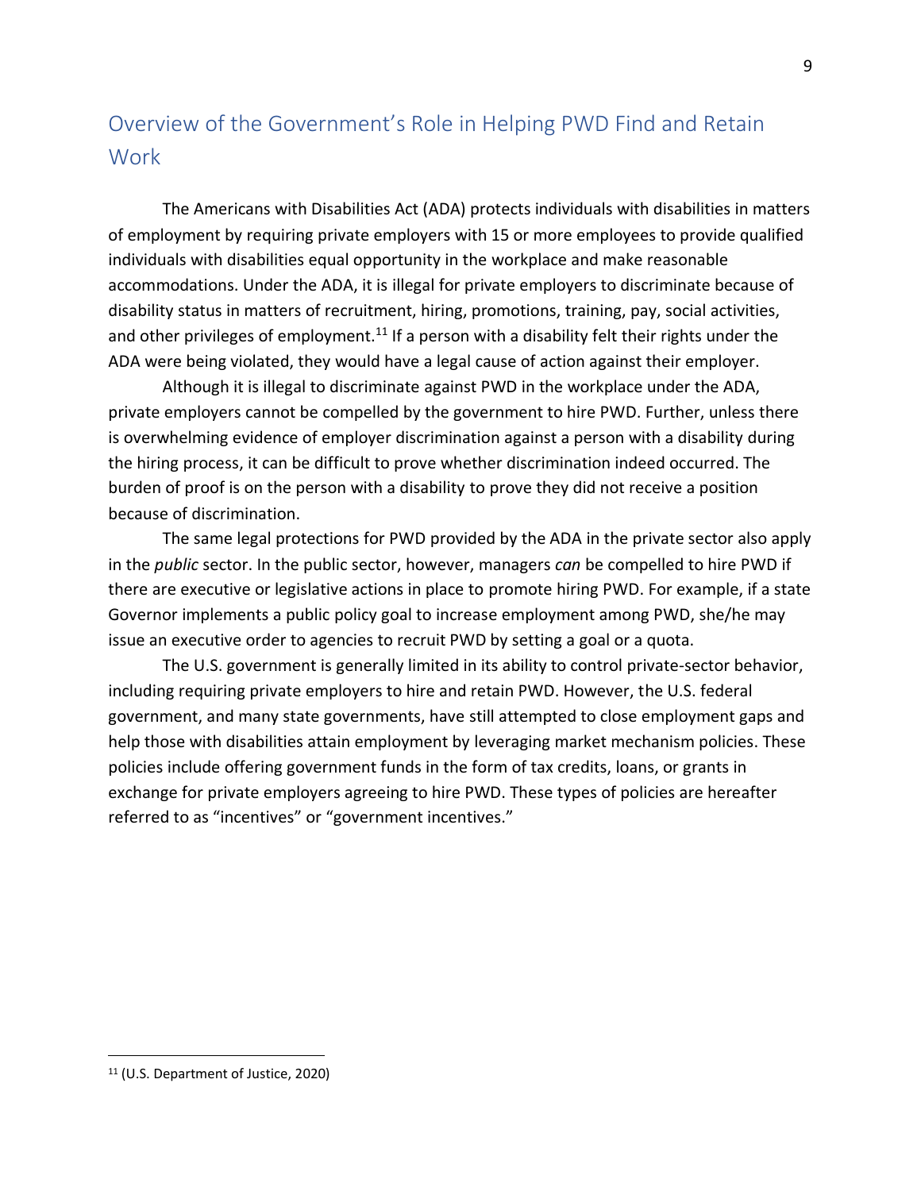## Overview of the Government's Role in Helping PWD Find and Retain Work

The Americans with Disabilities Act (ADA) protects individuals with disabilities in matters of employment by requiring private employers with 15 or more employees to provide qualified individuals with disabilities equal opportunity in the workplace and make reasonable accommodations. Under the ADA, it is illegal for private employers to discriminate because of disability status in matters of recruitment, hiring, promotions, training, pay, social activities, and other privileges of employment.[11] If a person with a disability felt their rights under the ADA were being violated, they would have a legal cause of action against their employer.

Although it is illegal to discriminate against PWD in the workplace under the ADA, private employers cannot be compelled by the government to hire PWD. Further, unless there is overwhelming evidence of employer discrimination against a person with a disability during the hiring process, it can be difficult to prove whether discrimination indeed occurred. The burden of proof is on the person with a disability to prove they did not receive a position because of discrimination.

The same legal protections for PWD provided by the ADA in the private sector also apply in the *public* sector. In the public sector, however, managers *can* be compelled to hire PWD if there are executive or legislative actions in place to promote hiring PWD. For example, if a state Governor implements a public policy goal to increase employment among PWD, she/he may issue an executive order to agencies to recruit PWD by setting a goal or a quota.

The U.S. government is generally limited in its ability to control private-sector behavior, including requiring private employers to hire and retain PWD. However, the U.S. federal government, and many state governments, have still attempted to close employment gaps and help those with disabilities attain employment by leveraging market mechanism policies. These policies include offering government funds in the form of tax credits, loans, or grants in exchange for private employers agreeing to hire PWD. These types of policies are hereafter referred to as "incentives" or "government incentives."

---

[11] (U.S. Department of Justice, 2020)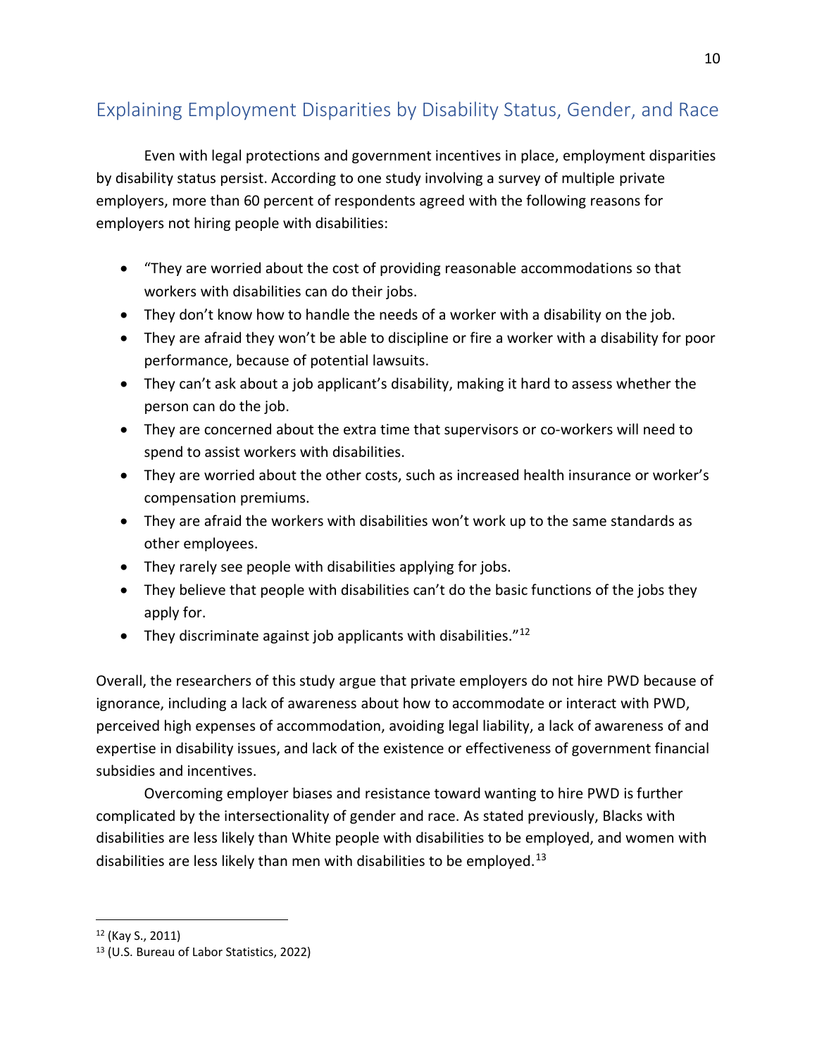## Explaining Employment Disparities by Disability Status, Gender, and Race

Even with legal protections and government incentives in place, employment disparities by disability status persist. According to one study involving a survey of multiple private employers, more than 60 percent of respondents agreed with the following reasons for employers not hiring people with disabilities:

- "They are worried about the cost of providing reasonable accommodations so that workers with disabilities can do their jobs.
- They don't know how to handle the needs of a worker with a disability on the job.
- They are afraid they won't be able to discipline or fire a worker with a disability for poor performance, because of potential lawsuits.
- They can't ask about a job applicant's disability, making it hard to assess whether the person can do the job.
- They are concerned about the extra time that supervisors or co-workers will need to spend to assist workers with disabilities.
- They are worried about the other costs, such as increased health insurance or worker's compensation premiums.
- They are afraid the workers with disabilities won't work up to the same standards as other employees.
- They rarely see people with disabilities applying for jobs.
- They believe that people with disabilities can't do the basic functions of the jobs they apply for.
- They discriminate against job applicants with disabilities."[12]

Overall, the researchers of this study argue that private employers do not hire PWD because of ignorance, including a lack of awareness about how to accommodate or interact with PWD, perceived high expenses of accommodation, avoiding legal liability, a lack of awareness of and expertise in disability issues, and lack of the existence or effectiveness of government financial subsidies and incentives.

Overcoming employer biases and resistance toward wanting to hire PWD is further complicated by the intersectionality of gender and race. As stated previously, Blacks with disabilities are less likely than White people with disabilities to be employed, and women with disabilities are less likely than men with disabilities to be employed.[13]

---

[12] (Kay S., 2011)

[13] (U.S. Bureau of Labor Statistics, 2022)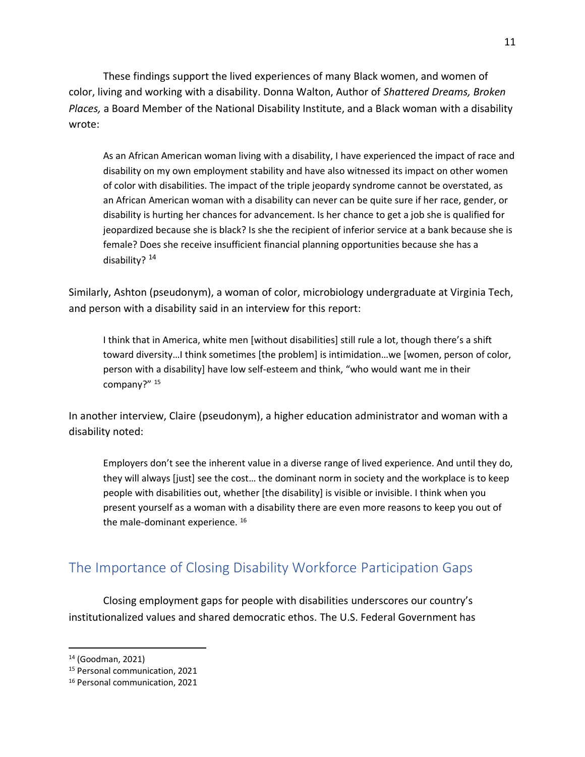These findings support the lived experiences of many Black women, and women of color, living and working with a disability. Donna Walton, Author of *Shattered Dreams, Broken Places,* a Board Member of the National Disability Institute, and a Black woman with a disability wrote:

> As an African American woman living with a disability, I have experienced the impact of race and disability on my own employment stability and have also witnessed its impact on other women of color with disabilities. The impact of the triple jeopardy syndrome cannot be overstated, as an African American woman with a disability can never can be quite sure if her race, gender, or disability is hurting her chances for advancement. Is her chance to get a job she is qualified for jeopardized because she is black? Is she the recipient of inferior service at a bank because she is female? Does she receive insufficient financial planning opportunities because she has a disability? [14]

Similarly, Ashton (pseudonym), a woman of color, microbiology undergraduate at Virginia Tech, and person with a disability said in an interview for this report:

> I think that in America, white men [without disabilities] still rule a lot, though there's a shift toward diversity…I think sometimes [the problem] is intimidation…we [women, person of color, person with a disability] have low self-esteem and think, "who would want me in their company?" [15]

In another interview, Claire (pseudonym), a higher education administrator and woman with a disability noted:

> Employers don't see the inherent value in a diverse range of lived experience. And until they do, they will always [just] see the cost… the dominant norm in society and the workplace is to keep people with disabilities out, whether [the disability] is visible or invisible. I think when you present yourself as a woman with a disability there are even more reasons to keep you out of the male-dominant experience. [16]

## The Importance of Closing Disability Workforce Participation Gaps

Closing employment gaps for people with disabilities underscores our country's institutionalized values and shared democratic ethos. The U.S. Federal Government has

---

[14] (Goodman, 2021)

[15] Personal communication, 2021

[16] Personal communication, 2021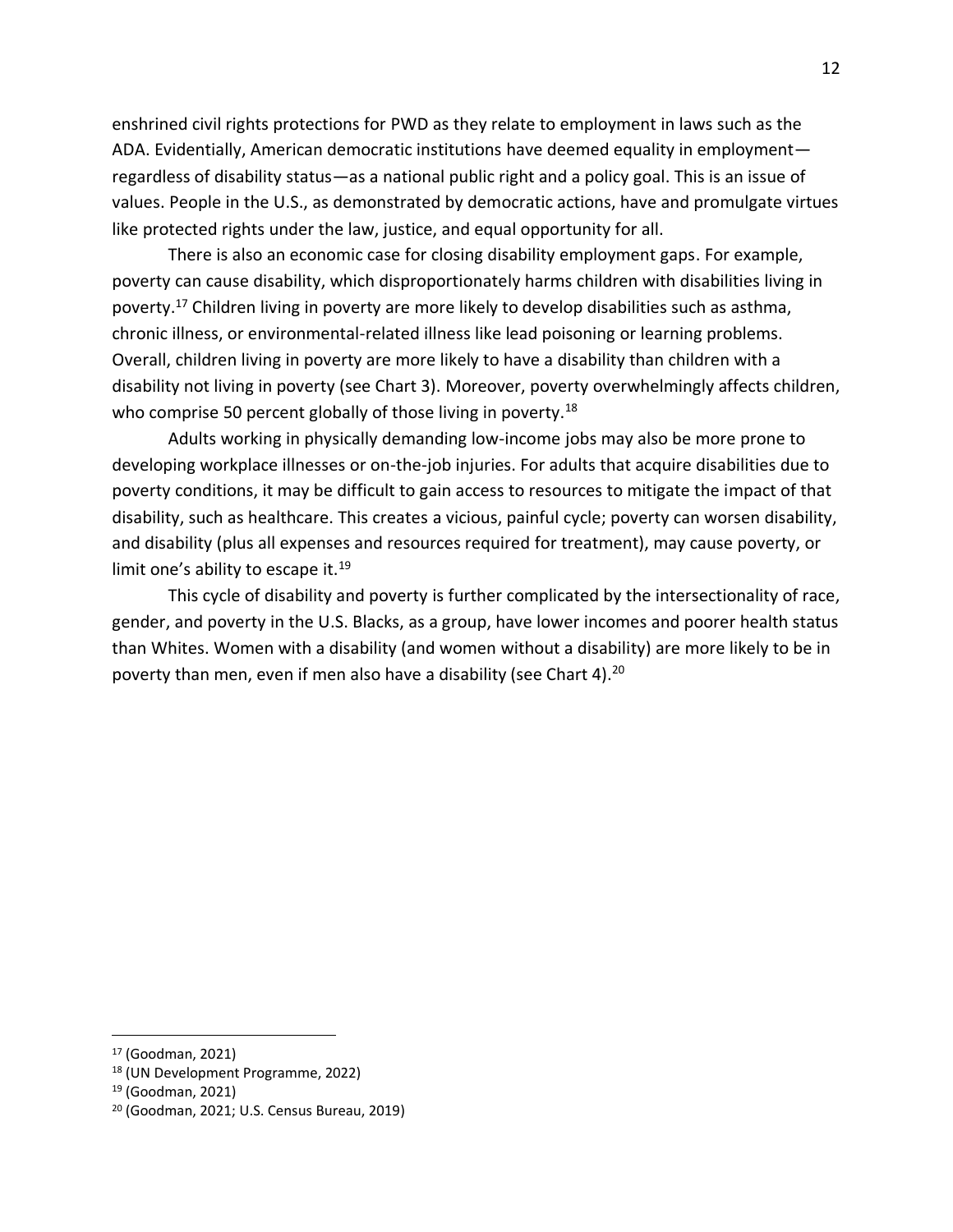enshrined civil rights protections for PWD as they relate to employment in laws such as the ADA. Evidentially, American democratic institutions have deemed equality in employment—regardless of disability status—as a national public right and a policy goal. This is an issue of values. People in the U.S., as demonstrated by democratic actions, have and promulgate virtues like protected rights under the law, justice, and equal opportunity for all.

There is also an economic case for closing disability employment gaps. For example, poverty can cause disability, which disproportionately harms children with disabilities living in poverty.[17] Children living in poverty are more likely to develop disabilities such as asthma, chronic illness, or environmental-related illness like lead poisoning or learning problems. Overall, children living in poverty are more likely to have a disability than children with a disability not living in poverty (see Chart 3). Moreover, poverty overwhelmingly affects children, who comprise 50 percent globally of those living in poverty.[18]

Adults working in physically demanding low-income jobs may also be more prone to developing workplace illnesses or on-the-job injuries. For adults that acquire disabilities due to poverty conditions, it may be difficult to gain access to resources to mitigate the impact of that disability, such as healthcare. This creates a vicious, painful cycle; poverty can worsen disability, and disability (plus all expenses and resources required for treatment), may cause poverty, or limit one's ability to escape it.[19]

This cycle of disability and poverty is further complicated by the intersectionality of race, gender, and poverty in the U.S. Blacks, as a group, have lower incomes and poorer health status than Whites. Women with a disability (and women without a disability) are more likely to be in poverty than men, even if men also have a disability (see Chart 4).[20]

---

[17] (Goodman, 2021)

[18] (UN Development Programme, 2022)

[19] (Goodman, 2021)

[20] (Goodman, 2021; U.S. Census Bureau, 2019)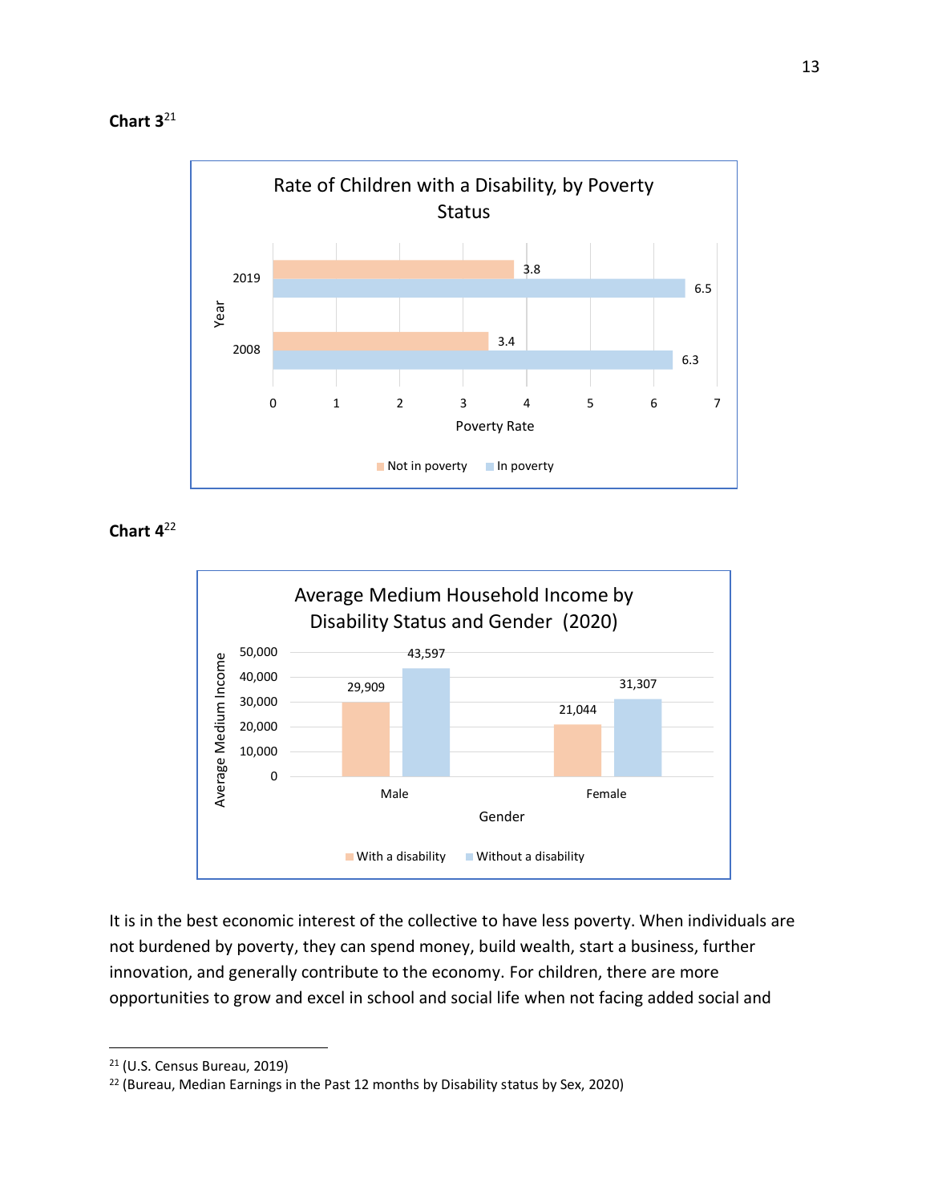**Chart 3**[21]

**Rate of Children with a Disability, by Poverty Status**

| Year | Not in poverty | In poverty |
|---|---|---|
| 2019 | 3.8 | 6.5 |
| 2008 | 3.4 | 6.3 |

**Chart 4**[22]

**Average Medium Household Income by Disability Status and Gender (2020)**

| Gender | With a disability | Without a disability |
|---|---|---|
| Male | 29,909 | 43,597 |
| Female | 21,044 | 31,307 |

It is in the best economic interest of the collective to have less poverty. When individuals are not burdened by poverty, they can spend money, build wealth, start a business, further innovation, and generally contribute to the economy. For children, there are more opportunities to grow and excel in school and social life when not facing added social and

---

[21] (U.S. Census Bureau, 2019)

[22] (Bureau, Median Earnings in the Past 12 months by Disability status by Sex, 2020)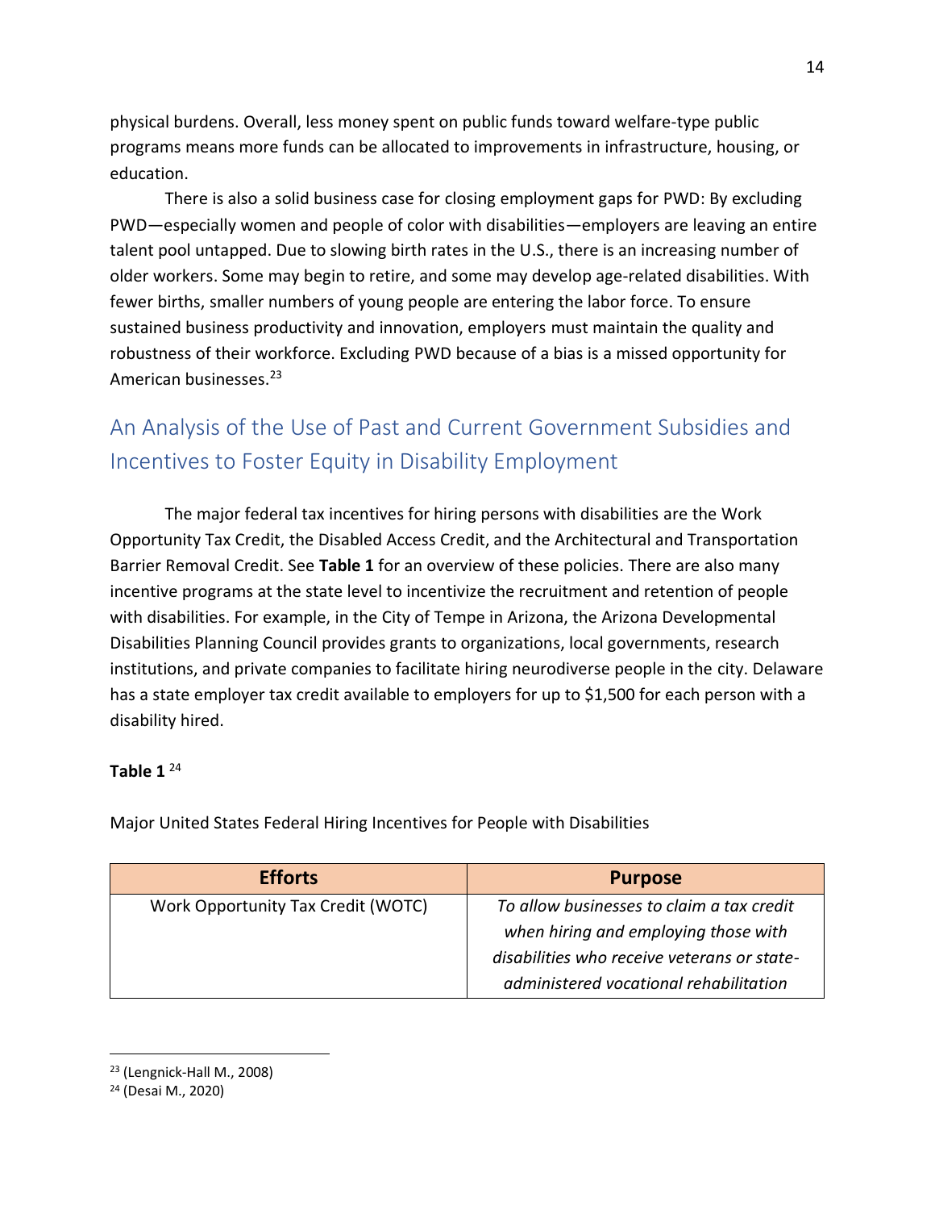physical burdens. Overall, less money spent on public funds toward welfare-type public programs means more funds can be allocated to improvements in infrastructure, housing, or education.

There is also a solid business case for closing employment gaps for PWD: By excluding PWD—especially women and people of color with disabilities—employers are leaving an entire talent pool untapped. Due to slowing birth rates in the U.S., there is an increasing number of older workers. Some may begin to retire, and some may develop age-related disabilities. With fewer births, smaller numbers of young people are entering the labor force. To ensure sustained business productivity and innovation, employers must maintain the quality and robustness of their workforce. Excluding PWD because of a bias is a missed opportunity for American businesses.[23]

## An Analysis of the Use of Past and Current Government Subsidies and Incentives to Foster Equity in Disability Employment

The major federal tax incentives for hiring persons with disabilities are the Work Opportunity Tax Credit, the Disabled Access Credit, and the Architectural and Transportation Barrier Removal Credit. See **Table 1** for an overview of these policies. There are also many incentive programs at the state level to incentivize the recruitment and retention of people with disabilities. For example, in the City of Tempe in Arizona, the Arizona Developmental Disabilities Planning Council provides grants to organizations, local governments, research institutions, and private companies to facilitate hiring neurodiverse people in the city. Delaware has a state employer tax credit available to employers for up to $1,500 for each person with a disability hired.

**Table 1** [24]

Major United States Federal Hiring Incentives for People with Disabilities

| Efforts | Purpose |
|---|---|
| Work Opportunity Tax Credit (WOTC) | *To allow businesses to claim a tax credit when hiring and employing those with disabilities who receive veterans or state-administered vocational rehabilitation* |

[23] (Lengnick-Hall M., 2008)

[24] (Desai M., 2020)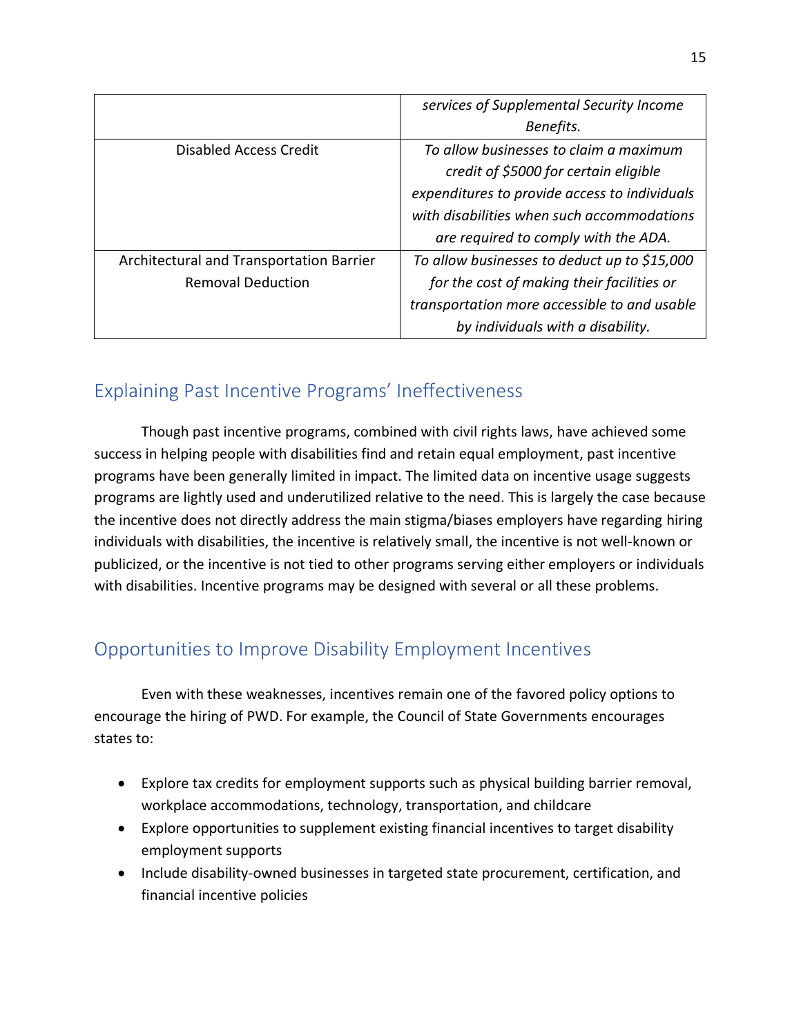| | |
|---|---|
| | *services of Supplemental Security Income Benefits.* |
| Disabled Access Credit | *To allow businesses to claim a maximum credit of $5000 for certain eligible expenditures to provide access to individuals with disabilities when such accommodations are required to comply with the ADA.* |
| Architectural and Transportation Barrier Removal Deduction | *To allow businesses to deduct up to $15,000 for the cost of making their facilities or transportation more accessible to and usable by individuals with a disability.* |

## Explaining Past Incentive Programs' Ineffectiveness

Though past incentive programs, combined with civil rights laws, have achieved some success in helping people with disabilities find and retain equal employment, past incentive programs have been generally limited in impact. The limited data on incentive usage suggests programs are lightly used and underutilized relative to the need. This is largely the case because the incentive does not directly address the main stigma/biases employers have regarding hiring individuals with disabilities, the incentive is relatively small, the incentive is not well-known or publicized, or the incentive is not tied to other programs serving either employers or individuals with disabilities. Incentive programs may be designed with several or all these problems.

## Opportunities to Improve Disability Employment Incentives

Even with these weaknesses, incentives remain one of the favored policy options to encourage the hiring of PWD. For example, the Council of State Governments encourages states to:

- Explore tax credits for employment supports such as physical building barrier removal, workplace accommodations, technology, transportation, and childcare
- Explore opportunities to supplement existing financial incentives to target disability employment supports
- Include disability-owned businesses in targeted state procurement, certification, and financial incentive policies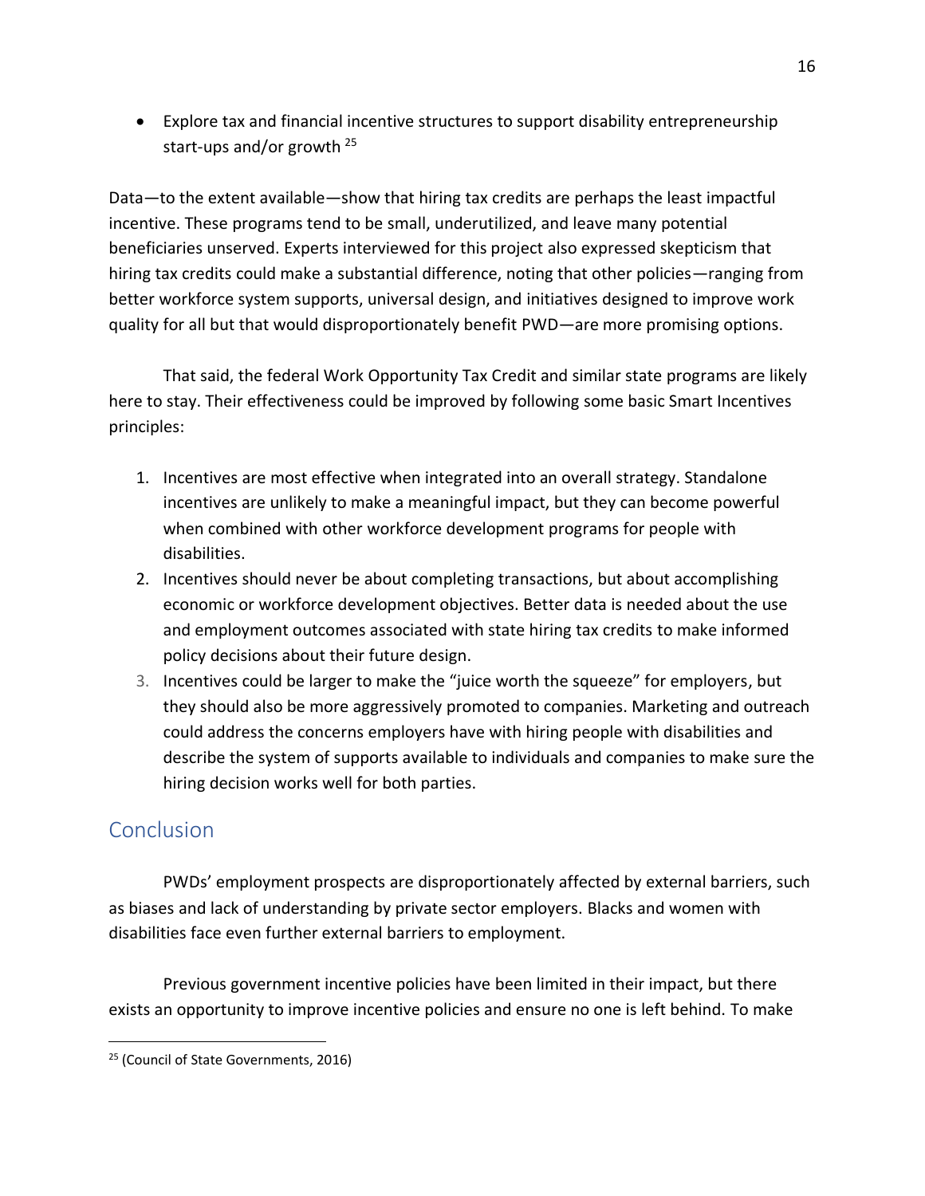- Explore tax and financial incentive structures to support disability entrepreneurship start-ups and/or growth [25]

Data—to the extent available—show that hiring tax credits are perhaps the least impactful incentive. These programs tend to be small, underutilized, and leave many potential beneficiaries unserved. Experts interviewed for this project also expressed skepticism that hiring tax credits could make a substantial difference, noting that other policies—ranging from better workforce system supports, universal design, and initiatives designed to improve work quality for all but that would disproportionately benefit PWD—are more promising options.

That said, the federal Work Opportunity Tax Credit and similar state programs are likely here to stay. Their effectiveness could be improved by following some basic Smart Incentives principles:

1. Incentives are most effective when integrated into an overall strategy. Standalone incentives are unlikely to make a meaningful impact, but they can become powerful when combined with other workforce development programs for people with disabilities.
2. Incentives should never be about completing transactions, but about accomplishing economic or workforce development objectives. Better data is needed about the use and employment outcomes associated with state hiring tax credits to make informed policy decisions about their future design.
3. Incentives could be larger to make the "juice worth the squeeze" for employers, but they should also be more aggressively promoted to companies. Marketing and outreach could address the concerns employers have with hiring people with disabilities and describe the system of supports available to individuals and companies to make sure the hiring decision works well for both parties.

## Conclusion

PWDs' employment prospects are disproportionately affected by external barriers, such as biases and lack of understanding by private sector employers. Blacks and women with disabilities face even further external barriers to employment.

Previous government incentive policies have been limited in their impact, but there exists an opportunity to improve incentive policies and ensure no one is left behind. To make

[25] (Council of State Governments, 2016)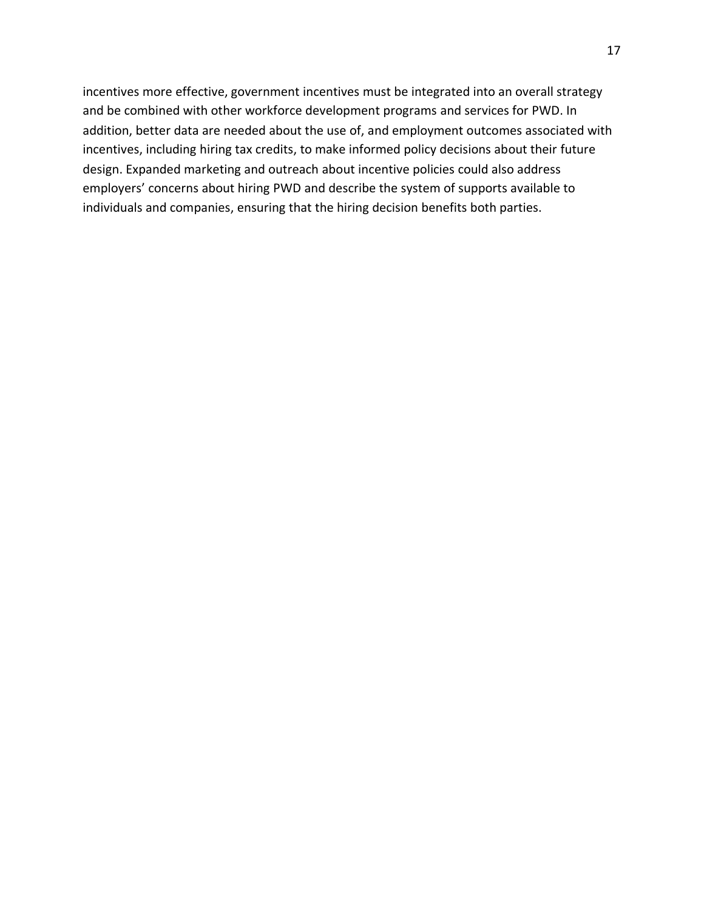incentives more effective, government incentives must be integrated into an overall strategy and be combined with other workforce development programs and services for PWD. In addition, better data are needed about the use of, and employment outcomes associated with incentives, including hiring tax credits, to make informed policy decisions about their future design. Expanded marketing and outreach about incentive policies could also address employers' concerns about hiring PWD and describe the system of supports available to individuals and companies, ensuring that the hiring decision benefits both parties.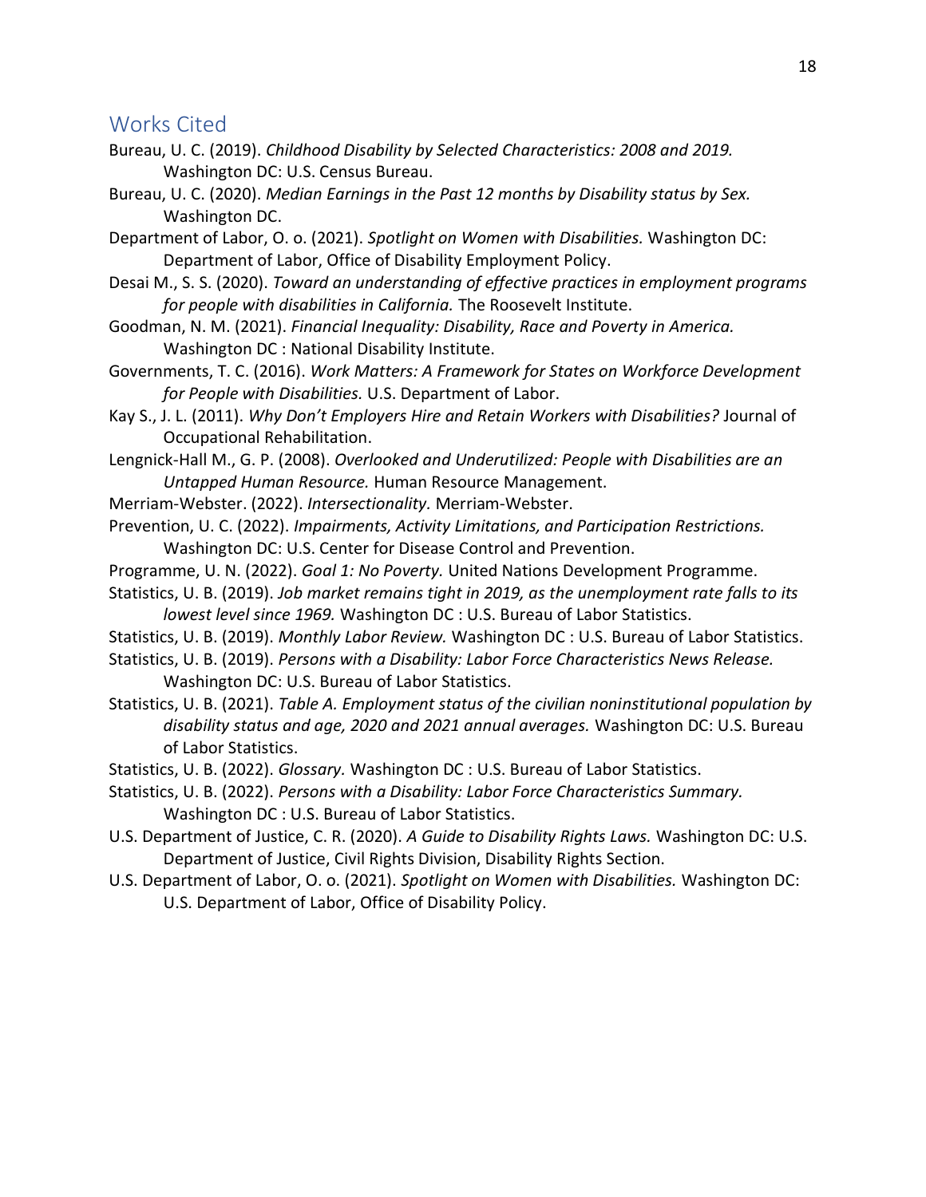## Works Cited

Bureau, U. C. (2019). *Childhood Disability by Selected Characteristics: 2008 and 2019.* Washington DC: U.S. Census Bureau.

Bureau, U. C. (2020). *Median Earnings in the Past 12 months by Disability status by Sex.* Washington DC.

Department of Labor, O. o. (2021). *Spotlight on Women with Disabilities.* Washington DC: Department of Labor, Office of Disability Employment Policy.

Desai M., S. S. (2020). *Toward an understanding of effective practices in employment programs for people with disabilities in California.* The Roosevelt Institute.

Goodman, N. M. (2021). *Financial Inequality: Disability, Race and Poverty in America.* Washington DC : National Disability Institute.

Governments, T. C. (2016). *Work Matters: A Framework for States on Workforce Development for People with Disabilities.* U.S. Department of Labor.

Kay S., J. L. (2011). *Why Don't Employers Hire and Retain Workers with Disabilities?* Journal of Occupational Rehabilitation.

Lengnick-Hall M., G. P. (2008). *Overlooked and Underutilized: People with Disabilities are an Untapped Human Resource.* Human Resource Management.

Merriam-Webster. (2022). *Intersectionality.* Merriam-Webster.

Prevention, U. C. (2022). *Impairments, Activity Limitations, and Participation Restrictions.* Washington DC: U.S. Center for Disease Control and Prevention.

Programme, U. N. (2022). *Goal 1: No Poverty.* United Nations Development Programme.

Statistics, U. B. (2019). *Job market remains tight in 2019, as the unemployment rate falls to its lowest level since 1969.* Washington DC : U.S. Bureau of Labor Statistics.

Statistics, U. B. (2019). *Monthly Labor Review.* Washington DC : U.S. Bureau of Labor Statistics.

Statistics, U. B. (2019). *Persons with a Disability: Labor Force Characteristics News Release.* Washington DC: U.S. Bureau of Labor Statistics.

Statistics, U. B. (2021). *Table A. Employment status of the civilian noninstitutional population by disability status and age, 2020 and 2021 annual averages.* Washington DC: U.S. Bureau of Labor Statistics.

Statistics, U. B. (2022). *Glossary.* Washington DC : U.S. Bureau of Labor Statistics.

Statistics, U. B. (2022). *Persons with a Disability: Labor Force Characteristics Summary.* Washington DC : U.S. Bureau of Labor Statistics.

U.S. Department of Justice, C. R. (2020). *A Guide to Disability Rights Laws.* Washington DC: U.S. Department of Justice, Civil Rights Division, Disability Rights Section.

U.S. Department of Labor, O. o. (2021). *Spotlight on Women with Disabilities.* Washington DC: U.S. Department of Labor, Office of Disability Policy.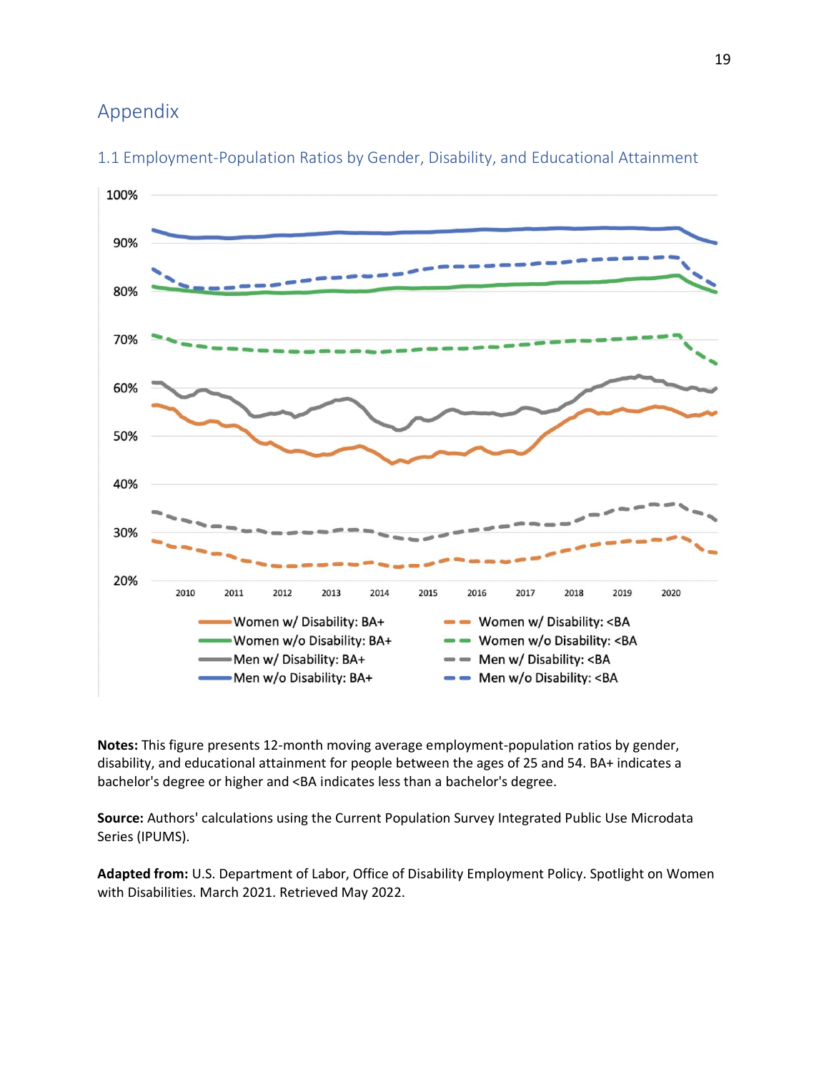## Appendix

### 1.1 Employment-Population Ratios by Gender, Disability, and Educational Attainment

100%
90%
80%
70%
60%
50%
40%
30%
20%

2010 2011 2012 2013 2014 2015 2016 2017 2018 2019 2020

Women w/ Disability: BA+
Women w/o Disability: BA+
Men w/ Disability: BA+
Men w/o Disability: BA+
Women w/ Disability: <BA
Women w/o Disability: <BA
Men w/ Disability: <BA
Men w/o Disability: <BA

**Notes:** This figure presents 12-month moving average employment-population ratios by gender, disability, and educational attainment for people between the ages of 25 and 54. BA+ indicates a bachelor's degree or higher and <BA indicates less than a bachelor's degree.

**Source:** Authors' calculations using the Current Population Survey Integrated Public Use Microdata Series (IPUMS).

**Adapted from:** U.S. Department of Labor, Office of Disability Employment Policy. Spotlight on Women with Disabilities. March 2021. Retrieved May 2022.